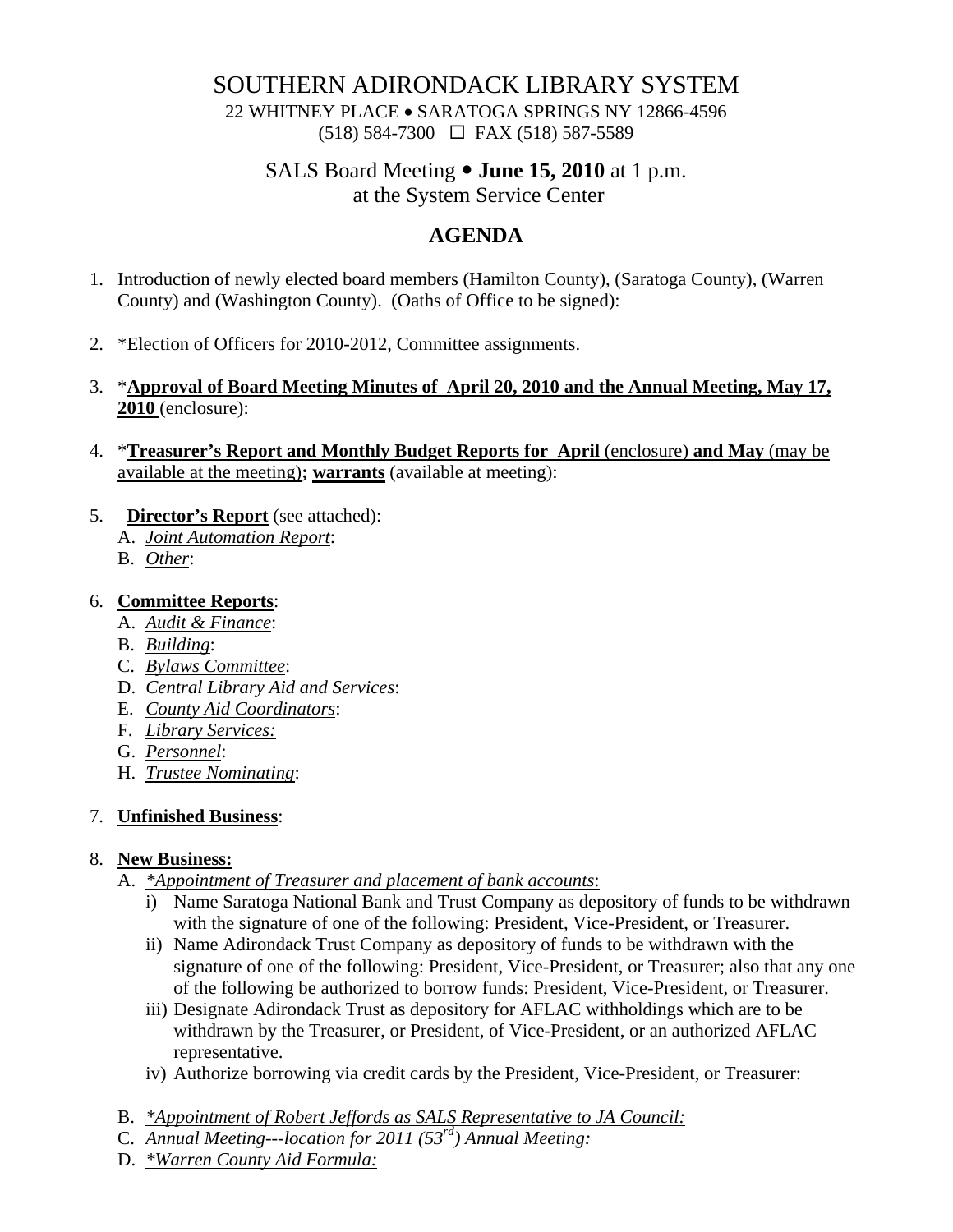# SOUTHERN ADIRONDACK LIBRARY SYSTEM

22 WHITNEY PLACE • SARATOGA SPRINGS NY 12866-4596
(518) 584-7300 ☐ FAX (518) 587-5589

## SALS Board Meeting • **June 15, 2010** at 1 p.m.
## at the System Service Center

## AGENDA

1. Introduction of newly elected board members (Hamilton County), (Saratoga County), (Warren County) and (Washington County). (Oaths of Office to be signed):

2. *Election of Officers for 2010-2012, Committee assignments.

3. ***Approval of Board Meeting Minutes of April 20, 2010 and the Annual Meeting, May 17, 2010** (enclosure):

4. ***Treasurer's Report and Monthly Budget Reports for April** (enclosure) **and May** (may be available at the meeting)**; warrants** (available at meeting):

5. **Director's Report** (see attached):
   A. *Joint Automation Report*:
   B. *Other*:

6. **Committee Reports**:
   A. *Audit & Finance*:
   B. *Building*:
   C. *Bylaws Committee*:
   D. *Central Library Aid and Services*:
   E. *County Aid Coordinators*:
   F. *Library Services:*
   G. *Personnel*:
   H. *Trustee Nominating*:

7. **Unfinished Business**:

8. **New Business:**
   A. *\*Appointment of Treasurer and placement of bank accounts*:
      i) Name Saratoga National Bank and Trust Company as depository of funds to be withdrawn with the signature of one of the following: President, Vice-President, or Treasurer.
      ii) Name Adirondack Trust Company as depository of funds to be withdrawn with the signature of one of the following: President, Vice-President, or Treasurer; also that any one of the following be authorized to borrow funds: President, Vice-President, or Treasurer.
      iii) Designate Adirondack Trust as depository for AFLAC withholdings which are to be withdrawn by the Treasurer, or President, of Vice-President, or an authorized AFLAC representative.
      iv) Authorize borrowing via credit cards by the President, Vice-President, or Treasurer:

   B. *\*Appointment of Robert Jeffords as SALS Representative to JA Council:*
   C. *Annual Meeting---location for 2011 (53rd) Annual Meeting:*
   D. *\*Warren County Aid Formula:*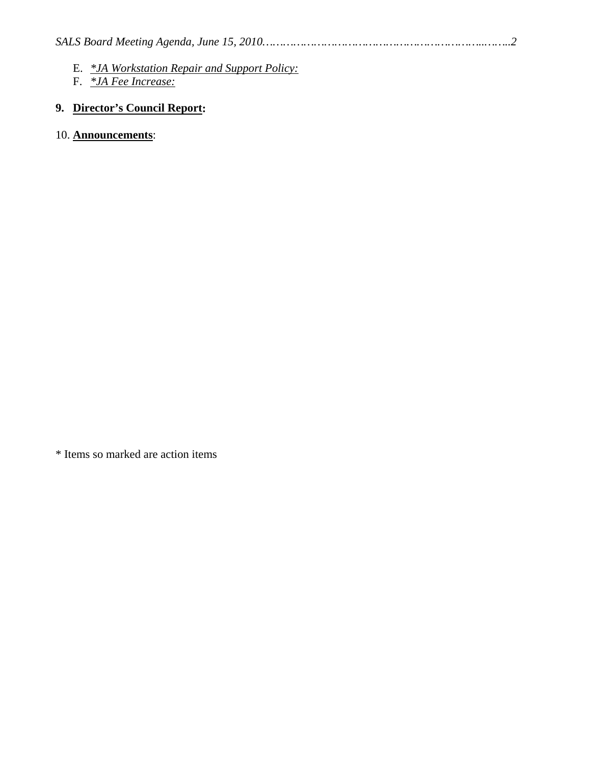E. *\*JA Workstation Repair and Support Policy:*
F. *\*JA Fee Increase:*

**9. Director's Council Report:**

10. **Announcements**:

\* Items so marked are action items